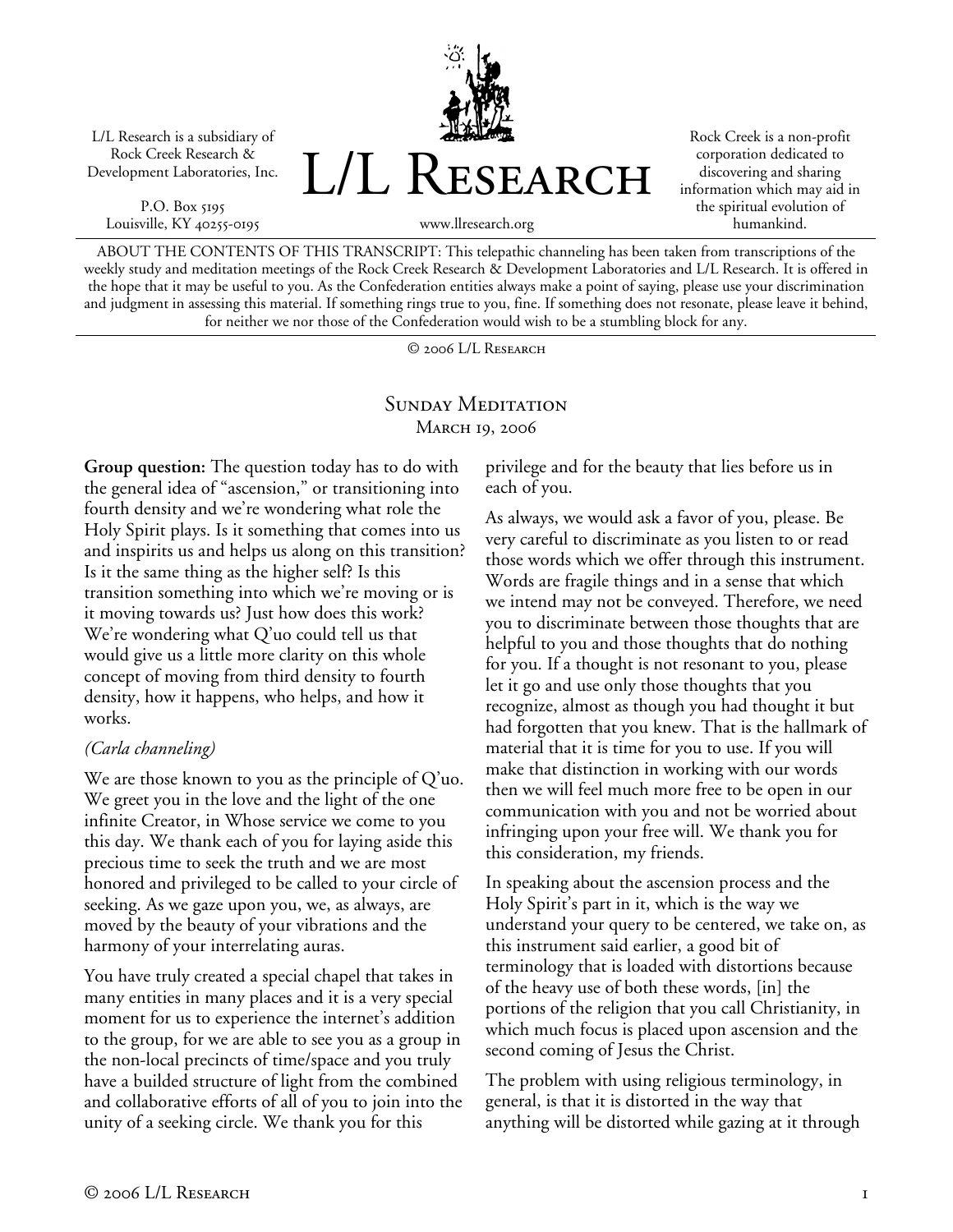L/L Research is a subsidiary of Rock Creek Research & Development Laboratories, Inc.

P.O. Box 5195
Louisville, KY 40255-0195

# L/L Research

www.llresearch.org

Rock Creek is a non-profit corporation dedicated to discovering and sharing information which may aid in the spiritual evolution of humankind.

ABOUT THE CONTENTS OF THIS TRANSCRIPT: This telepathic channeling has been taken from transcriptions of the weekly study and meditation meetings of the Rock Creek Research & Development Laboratories and L/L Research. It is offered in the hope that it may be useful to you. As the Confederation entities always make a point of saying, please use your discrimination and judgment in assessing this material. If something rings true to you, fine. If something does not resonate, please leave it behind, for neither we nor those of the Confederation would wish to be a stumbling block for any.

© 2006 L/L Research

## Sunday Meditation
March 19, 2006

**Group question:** The question today has to do with the general idea of "ascension," or transitioning into fourth density and we're wondering what role the Holy Spirit plays. Is it something that comes into us and inspirits us and helps us along on this transition? Is it the same thing as the higher self? Is this transition something into which we're moving or is it moving towards us? Just how does this work? We're wondering what Q'uo could tell us that would give us a little more clarity on this whole concept of moving from third density to fourth density, how it happens, who helps, and how it works.

*(Carla channeling)*

We are those known to you as the principle of Q'uo. We greet you in the love and the light of the one infinite Creator, in Whose service we come to you this day. We thank each of you for laying aside this precious time to seek the truth and we are most honored and privileged to be called to your circle of seeking. As we gaze upon you, we, as always, are moved by the beauty of your vibrations and the harmony of your interrelating auras.

You have truly created a special chapel that takes in many entities in many places and it is a very special moment for us to experience the internet's addition to the group, for we are able to see you as a group in the non-local precincts of time/space and you truly have a builded structure of light from the combined and collaborative efforts of all of you to join into the unity of a seeking circle. We thank you for this privilege and for the beauty that lies before us in each of you.

As always, we would ask a favor of you, please. Be very careful to discriminate as you listen to or read those words which we offer through this instrument. Words are fragile things and in a sense that which we intend may not be conveyed. Therefore, we need you to discriminate between those thoughts that are helpful to you and those thoughts that do nothing for you. If a thought is not resonant to you, please let it go and use only those thoughts that you recognize, almost as though you had thought it but had forgotten that you knew. That is the hallmark of material that it is time for you to use. If you will make that distinction in working with our words then we will feel much more free to be open in our communication with you and not be worried about infringing upon your free will. We thank you for this consideration, my friends.

In speaking about the ascension process and the Holy Spirit's part in it, which is the way we understand your query to be centered, we take on, as this instrument said earlier, a good bit of terminology that is loaded with distortions because of the heavy use of both these words, [in] the portions of the religion that you call Christianity, in which much focus is placed upon ascension and the second coming of Jesus the Christ.

The problem with using religious terminology, in general, is that it is distorted in the way that anything will be distorted while gazing at it through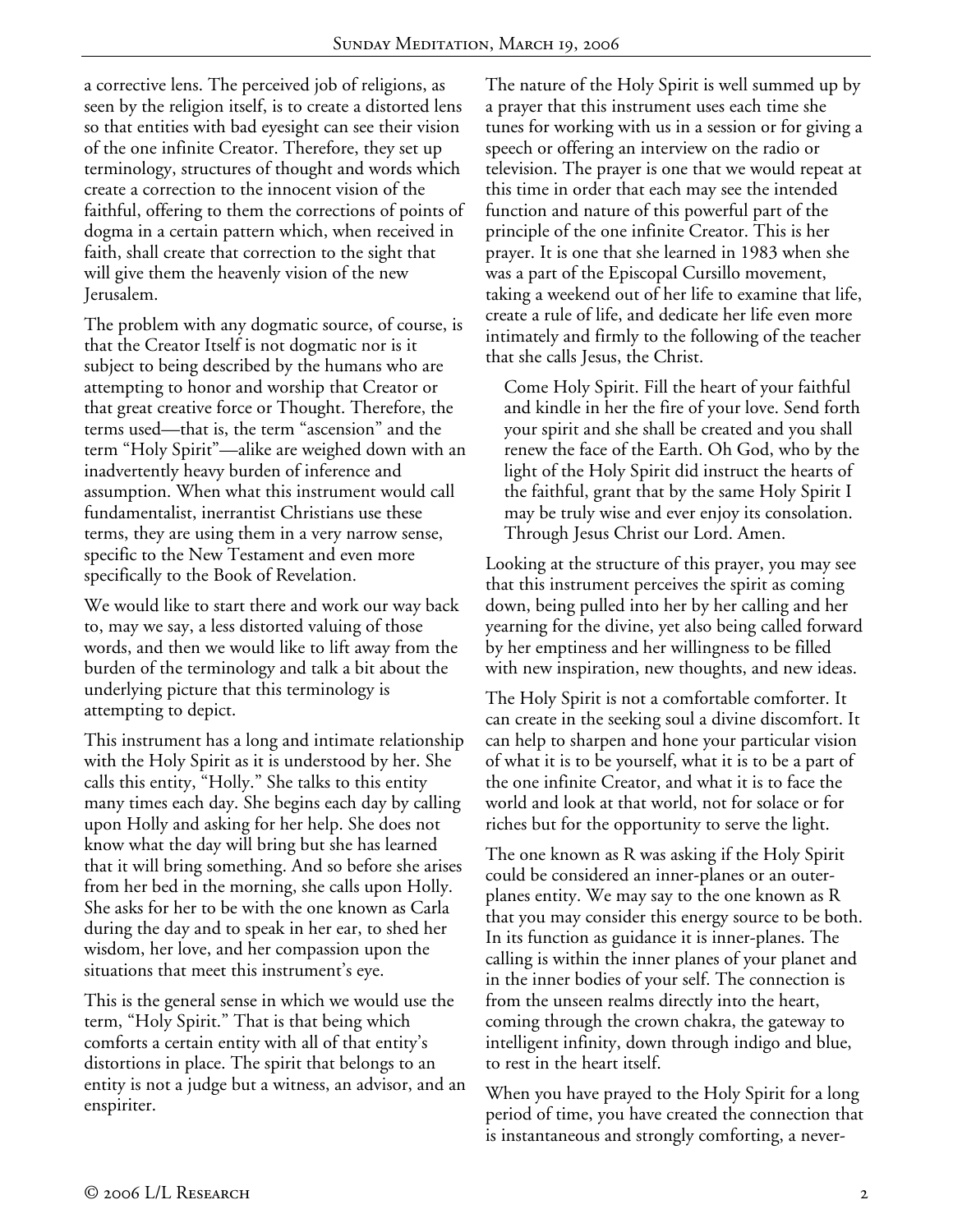a corrective lens. The perceived job of religions, as seen by the religion itself, is to create a distorted lens so that entities with bad eyesight can see their vision of the one infinite Creator. Therefore, they set up terminology, structures of thought and words which create a correction to the innocent vision of the faithful, offering to them the corrections of points of dogma in a certain pattern which, when received in faith, shall create that correction to the sight that will give them the heavenly vision of the new Jerusalem.

The problem with any dogmatic source, of course, is that the Creator Itself is not dogmatic nor is it subject to being described by the humans who are attempting to honor and worship that Creator or that great creative force or Thought. Therefore, the terms used—that is, the term "ascension" and the term "Holy Spirit"—alike are weighed down with an inadvertently heavy burden of inference and assumption. When what this instrument would call fundamentalist, inerrantist Christians use these terms, they are using them in a very narrow sense, specific to the New Testament and even more specifically to the Book of Revelation.

We would like to start there and work our way back to, may we say, a less distorted valuing of those words, and then we would like to lift away from the burden of the terminology and talk a bit about the underlying picture that this terminology is attempting to depict.

This instrument has a long and intimate relationship with the Holy Spirit as it is understood by her. She calls this entity, "Holly." She talks to this entity many times each day. She begins each day by calling upon Holly and asking for her help. She does not know what the day will bring but she has learned that it will bring something. And so before she arises from her bed in the morning, she calls upon Holly. She asks for her to be with the one known as Carla during the day and to speak in her ear, to shed her wisdom, her love, and her compassion upon the situations that meet this instrument's eye.

This is the general sense in which we would use the term, "Holy Spirit." That is that being which comforts a certain entity with all of that entity's distortions in place. The spirit that belongs to an entity is not a judge but a witness, an advisor, and an enspiriter.

The nature of the Holy Spirit is well summed up by a prayer that this instrument uses each time she tunes for working with us in a session or for giving a speech or offering an interview on the radio or television. The prayer is one that we would repeat at this time in order that each may see the intended function and nature of this powerful part of the principle of the one infinite Creator. This is her prayer. It is one that she learned in 1983 when she was a part of the Episcopal Cursillo movement, taking a weekend out of her life to examine that life, create a rule of life, and dedicate her life even more intimately and firmly to the following of the teacher that she calls Jesus, the Christ.

> Come Holy Spirit. Fill the heart of your faithful and kindle in her the fire of your love. Send forth your spirit and she shall be created and you shall renew the face of the Earth. Oh God, who by the light of the Holy Spirit did instruct the hearts of the faithful, grant that by the same Holy Spirit I may be truly wise and ever enjoy its consolation. Through Jesus Christ our Lord. Amen.

Looking at the structure of this prayer, you may see that this instrument perceives the spirit as coming down, being pulled into her by her calling and her yearning for the divine, yet also being called forward by her emptiness and her willingness to be filled with new inspiration, new thoughts, and new ideas.

The Holy Spirit is not a comfortable comforter. It can create in the seeking soul a divine discomfort. It can help to sharpen and hone your particular vision of what it is to be yourself, what it is to be a part of the one infinite Creator, and what it is to face the world and look at that world, not for solace or for riches but for the opportunity to serve the light.

The one known as R was asking if the Holy Spirit could be considered an inner-planes or an outer-planes entity. We may say to the one known as R that you may consider this energy source to be both. In its function as guidance it is inner-planes. The calling is within the inner planes of your planet and in the inner bodies of your self. The connection is from the unseen realms directly into the heart, coming through the crown chakra, the gateway to intelligent infinity, down through indigo and blue, to rest in the heart itself.

When you have prayed to the Holy Spirit for a long period of time, you have created the connection that is instantaneous and strongly comforting, a never-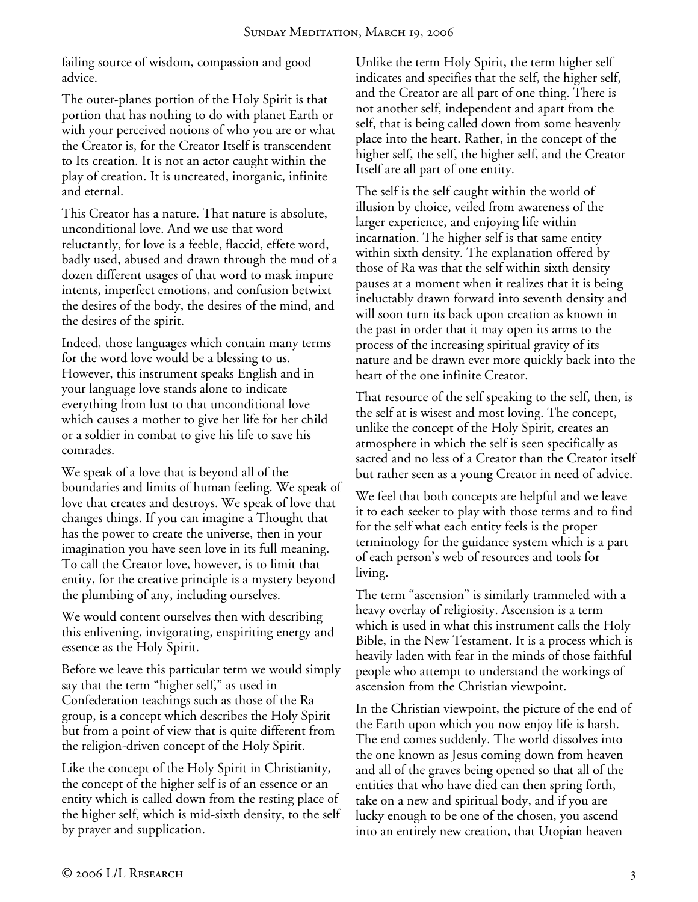failing source of wisdom, compassion and good advice.

The outer-planes portion of the Holy Spirit is that portion that has nothing to do with planet Earth or with your perceived notions of who you are or what the Creator is, for the Creator Itself is transcendent to Its creation. It is not an actor caught within the play of creation. It is uncreated, inorganic, infinite and eternal.

This Creator has a nature. That nature is absolute, unconditional love. And we use that word reluctantly, for love is a feeble, flaccid, effete word, badly used, abused and drawn through the mud of a dozen different usages of that word to mask impure intents, imperfect emotions, and confusion betwixt the desires of the body, the desires of the mind, and the desires of the spirit.

Indeed, those languages which contain many terms for the word love would be a blessing to us. However, this instrument speaks English and in your language love stands alone to indicate everything from lust to that unconditional love which causes a mother to give her life for her child or a soldier in combat to give his life to save his comrades.

We speak of a love that is beyond all of the boundaries and limits of human feeling. We speak of love that creates and destroys. We speak of love that changes things. If you can imagine a Thought that has the power to create the universe, then in your imagination you have seen love in its full meaning. To call the Creator love, however, is to limit that entity, for the creative principle is a mystery beyond the plumbing of any, including ourselves.

We would content ourselves then with describing this enlivening, invigorating, enspiriting energy and essence as the Holy Spirit.

Before we leave this particular term we would simply say that the term "higher self," as used in Confederation teachings such as those of the Ra group, is a concept which describes the Holy Spirit but from a point of view that is quite different from the religion-driven concept of the Holy Spirit.

Like the concept of the Holy Spirit in Christianity, the concept of the higher self is of an essence or an entity which is called down from the resting place of the higher self, which is mid-sixth density, to the self by prayer and supplication.

Unlike the term Holy Spirit, the term higher self indicates and specifies that the self, the higher self, and the Creator are all part of one thing. There is not another self, independent and apart from the self, that is being called down from some heavenly place into the heart. Rather, in the concept of the higher self, the self, the higher self, and the Creator Itself are all part of one entity.

The self is the self caught within the world of illusion by choice, veiled from awareness of the larger experience, and enjoying life within incarnation. The higher self is that same entity within sixth density. The explanation offered by those of Ra was that the self within sixth density pauses at a moment when it realizes that it is being ineluctably drawn forward into seventh density and will soon turn its back upon creation as known in the past in order that it may open its arms to the process of the increasing spiritual gravity of its nature and be drawn ever more quickly back into the heart of the one infinite Creator.

That resource of the self speaking to the self, then, is the self at is wisest and most loving. The concept, unlike the concept of the Holy Spirit, creates an atmosphere in which the self is seen specifically as sacred and no less of a Creator than the Creator itself but rather seen as a young Creator in need of advice.

We feel that both concepts are helpful and we leave it to each seeker to play with those terms and to find for the self what each entity feels is the proper terminology for the guidance system which is a part of each person's web of resources and tools for living.

The term "ascension" is similarly trammeled with a heavy overlay of religiosity. Ascension is a term which is used in what this instrument calls the Holy Bible, in the New Testament. It is a process which is heavily laden with fear in the minds of those faithful people who attempt to understand the workings of ascension from the Christian viewpoint.

In the Christian viewpoint, the picture of the end of the Earth upon which you now enjoy life is harsh. The end comes suddenly. The world dissolves into the one known as Jesus coming down from heaven and all of the graves being opened so that all of the entities that who have died can then spring forth, take on a new and spiritual body, and if you are lucky enough to be one of the chosen, you ascend into an entirely new creation, that Utopian heaven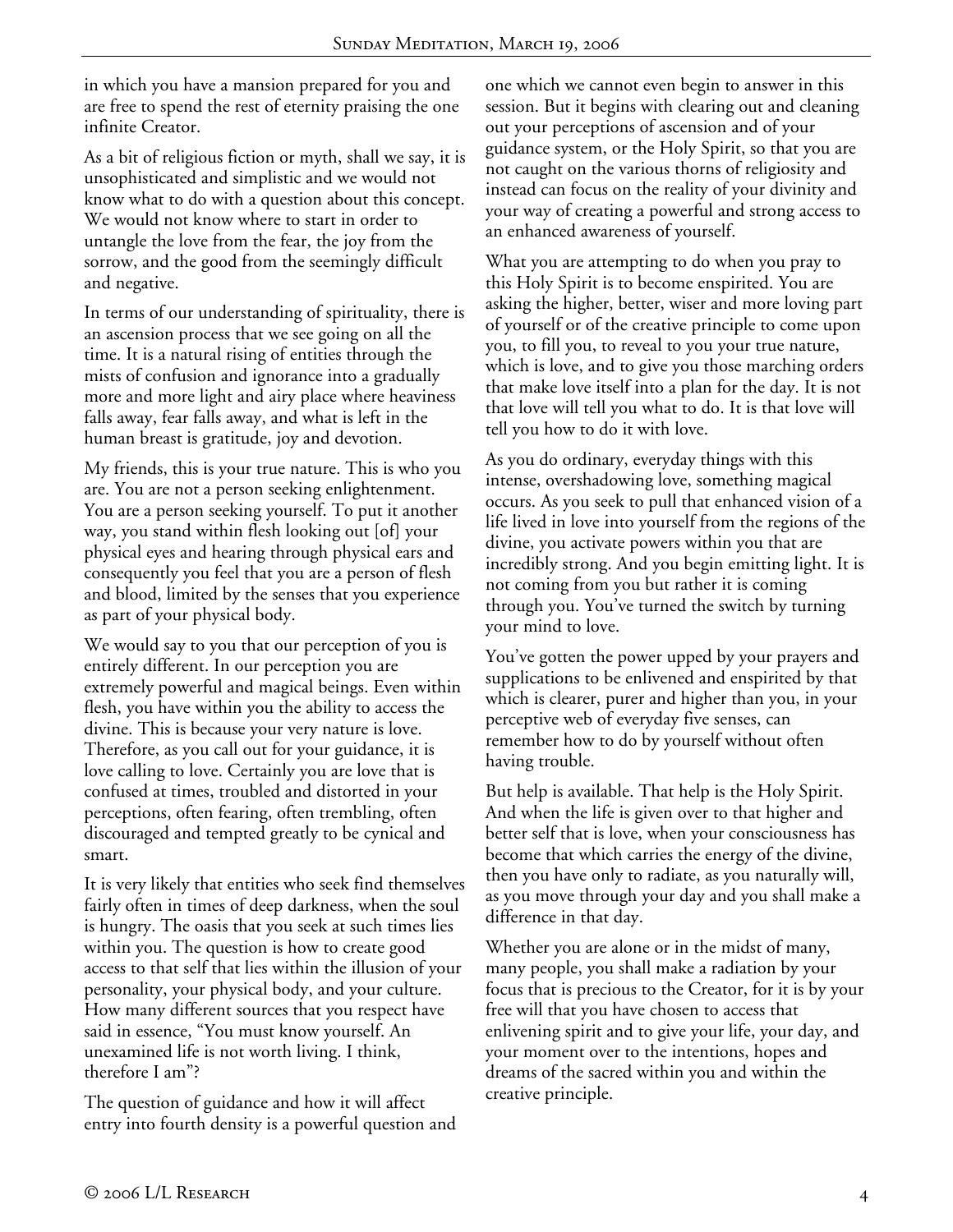in which you have a mansion prepared for you and are free to spend the rest of eternity praising the one infinite Creator.

As a bit of religious fiction or myth, shall we say, it is unsophisticated and simplistic and we would not know what to do with a question about this concept. We would not know where to start in order to untangle the love from the fear, the joy from the sorrow, and the good from the seemingly difficult and negative.

In terms of our understanding of spirituality, there is an ascension process that we see going on all the time. It is a natural rising of entities through the mists of confusion and ignorance into a gradually more and more light and airy place where heaviness falls away, fear falls away, and what is left in the human breast is gratitude, joy and devotion.

My friends, this is your true nature. This is who you are. You are not a person seeking enlightenment. You are a person seeking yourself. To put it another way, you stand within flesh looking out [of] your physical eyes and hearing through physical ears and consequently you feel that you are a person of flesh and blood, limited by the senses that you experience as part of your physical body.

We would say to you that our perception of you is entirely different. In our perception you are extremely powerful and magical beings. Even within flesh, you have within you the ability to access the divine. This is because your very nature is love. Therefore, as you call out for your guidance, it is love calling to love. Certainly you are love that is confused at times, troubled and distorted in your perceptions, often fearing, often trembling, often discouraged and tempted greatly to be cynical and smart.

It is very likely that entities who seek find themselves fairly often in times of deep darkness, when the soul is hungry. The oasis that you seek at such times lies within you. The question is how to create good access to that self that lies within the illusion of your personality, your physical body, and your culture. How many different sources that you respect have said in essence, "You must know yourself. An unexamined life is not worth living. I think, therefore I am"?

The question of guidance and how it will affect entry into fourth density is a powerful question and one which we cannot even begin to answer in this session. But it begins with clearing out and cleaning out your perceptions of ascension and of your guidance system, or the Holy Spirit, so that you are not caught on the various thorns of religiosity and instead can focus on the reality of your divinity and your way of creating a powerful and strong access to an enhanced awareness of yourself.

What you are attempting to do when you pray to this Holy Spirit is to become enspirited. You are asking the higher, better, wiser and more loving part of yourself or of the creative principle to come upon you, to fill you, to reveal to you your true nature, which is love, and to give you those marching orders that make love itself into a plan for the day. It is not that love will tell you what to do. It is that love will tell you how to do it with love.

As you do ordinary, everyday things with this intense, overshadowing love, something magical occurs. As you seek to pull that enhanced vision of a life lived in love into yourself from the regions of the divine, you activate powers within you that are incredibly strong. And you begin emitting light. It is not coming from you but rather it is coming through you. You've turned the switch by turning your mind to love.

You've gotten the power upped by your prayers and supplications to be enlivened and enspirited by that which is clearer, purer and higher than you, in your perceptive web of everyday five senses, can remember how to do by yourself without often having trouble.

But help is available. That help is the Holy Spirit. And when the life is given over to that higher and better self that is love, when your consciousness has become that which carries the energy of the divine, then you have only to radiate, as you naturally will, as you move through your day and you shall make a difference in that day.

Whether you are alone or in the midst of many, many people, you shall make a radiation by your focus that is precious to the Creator, for it is by your free will that you have chosen to access that enlivening spirit and to give your life, your day, and your moment over to the intentions, hopes and dreams of the sacred within you and within the creative principle.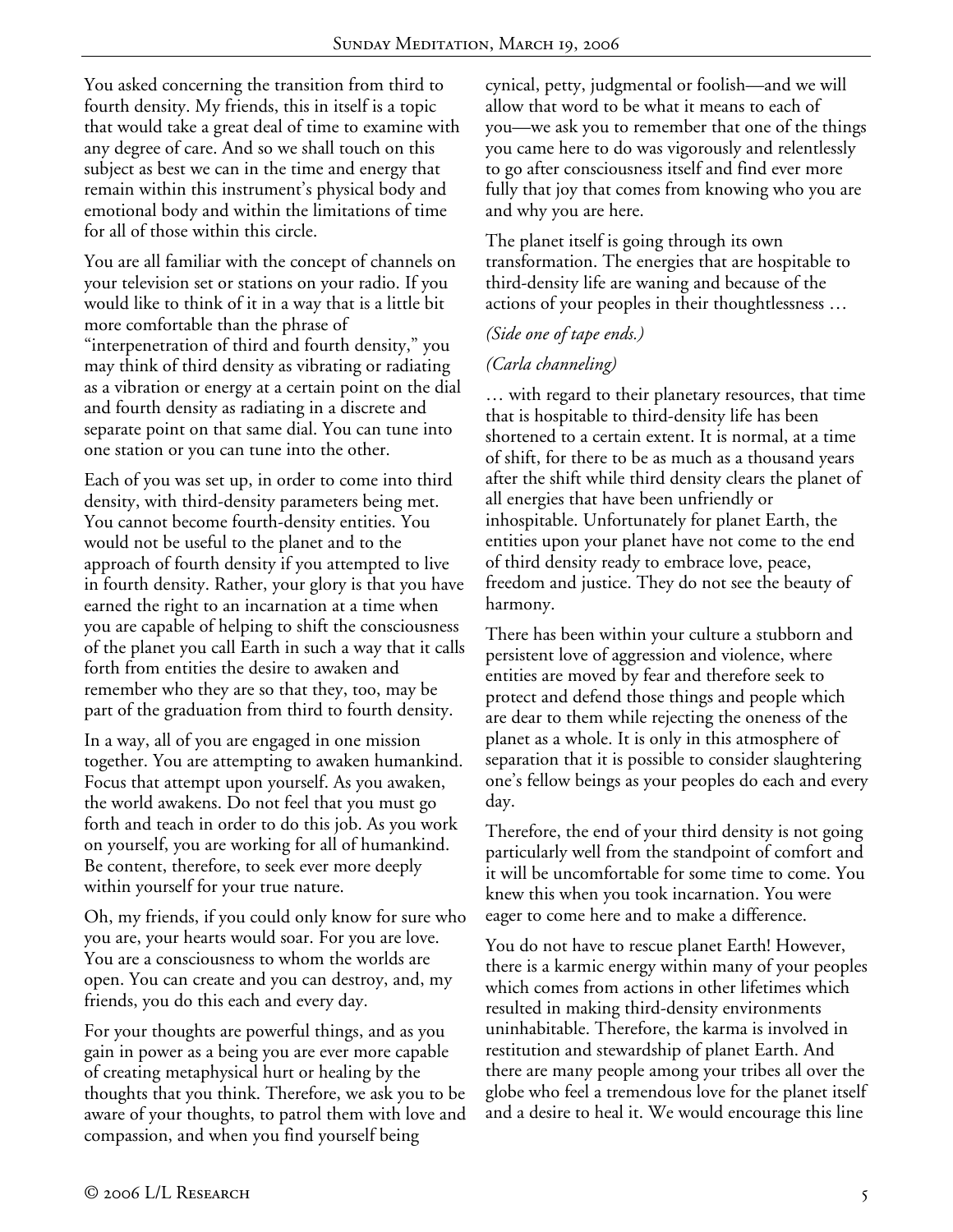You asked concerning the transition from third to fourth density. My friends, this in itself is a topic that would take a great deal of time to examine with any degree of care. And so we shall touch on this subject as best we can in the time and energy that remain within this instrument's physical body and emotional body and within the limitations of time for all of those within this circle.

You are all familiar with the concept of channels on your television set or stations on your radio. If you would like to think of it in a way that is a little bit more comfortable than the phrase of "interpenetration of third and fourth density," you may think of third density as vibrating or radiating as a vibration or energy at a certain point on the dial and fourth density as radiating in a discrete and separate point on that same dial. You can tune into one station or you can tune into the other.

Each of you was set up, in order to come into third density, with third-density parameters being met. You cannot become fourth-density entities. You would not be useful to the planet and to the approach of fourth density if you attempted to live in fourth density. Rather, your glory is that you have earned the right to an incarnation at a time when you are capable of helping to shift the consciousness of the planet you call Earth in such a way that it calls forth from entities the desire to awaken and remember who they are so that they, too, may be part of the graduation from third to fourth density.

In a way, all of you are engaged in one mission together. You are attempting to awaken humankind. Focus that attempt upon yourself. As you awaken, the world awakens. Do not feel that you must go forth and teach in order to do this job. As you work on yourself, you are working for all of humankind. Be content, therefore, to seek ever more deeply within yourself for your true nature.

Oh, my friends, if you could only know for sure who you are, your hearts would soar. For you are love. You are a consciousness to whom the worlds are open. You can create and you can destroy, and, my friends, you do this each and every day.

For your thoughts are powerful things, and as you gain in power as a being you are ever more capable of creating metaphysical hurt or healing by the thoughts that you think. Therefore, we ask you to be aware of your thoughts, to patrol them with love and compassion, and when you find yourself being cynical, petty, judgmental or foolish—and we will allow that word to be what it means to each of you—we ask you to remember that one of the things you came here to do was vigorously and relentlessly to go after consciousness itself and find ever more fully that joy that comes from knowing who you are and why you are here.

The planet itself is going through its own transformation. The energies that are hospitable to third-density life are waning and because of the actions of your peoples in their thoughtlessness …

*(Side one of tape ends.)*

*(Carla channeling)*

… with regard to their planetary resources, that time that is hospitable to third-density life has been shortened to a certain extent. It is normal, at a time of shift, for there to be as much as a thousand years after the shift while third density clears the planet of all energies that have been unfriendly or inhospitable. Unfortunately for planet Earth, the entities upon your planet have not come to the end of third density ready to embrace love, peace, freedom and justice. They do not see the beauty of harmony.

There has been within your culture a stubborn and persistent love of aggression and violence, where entities are moved by fear and therefore seek to protect and defend those things and people which are dear to them while rejecting the oneness of the planet as a whole. It is only in this atmosphere of separation that it is possible to consider slaughtering one's fellow beings as your peoples do each and every day.

Therefore, the end of your third density is not going particularly well from the standpoint of comfort and it will be uncomfortable for some time to come. You knew this when you took incarnation. You were eager to come here and to make a difference.

You do not have to rescue planet Earth! However, there is a karmic energy within many of your peoples which comes from actions in other lifetimes which resulted in making third-density environments uninhabitable. Therefore, the karma is involved in restitution and stewardship of planet Earth. And there are many people among your tribes all over the globe who feel a tremendous love for the planet itself and a desire to heal it. We would encourage this line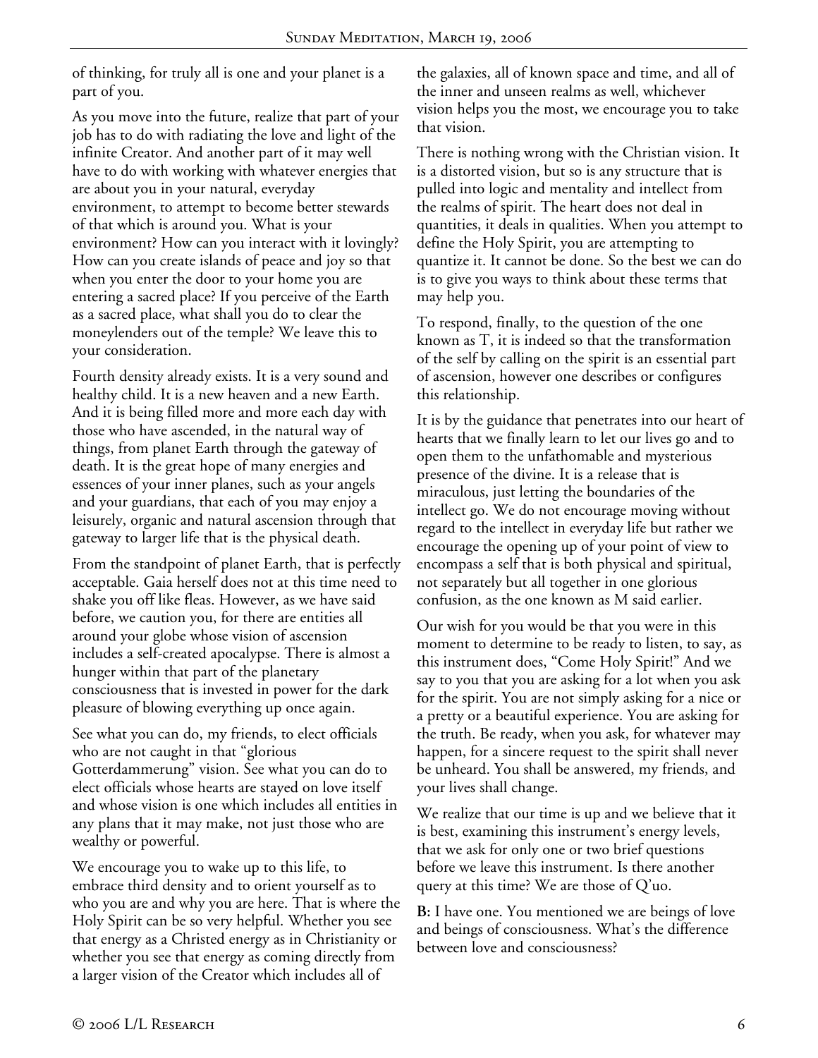of thinking, for truly all is one and your planet is a part of you.

As you move into the future, realize that part of your job has to do with radiating the love and light of the infinite Creator. And another part of it may well have to do with working with whatever energies that are about you in your natural, everyday environment, to attempt to become better stewards of that which is around you. What is your environment? How can you interact with it lovingly? How can you create islands of peace and joy so that when you enter the door to your home you are entering a sacred place? If you perceive of the Earth as a sacred place, what shall you do to clear the moneylenders out of the temple? We leave this to your consideration.

Fourth density already exists. It is a very sound and healthy child. It is a new heaven and a new Earth. And it is being filled more and more each day with those who have ascended, in the natural way of things, from planet Earth through the gateway of death. It is the great hope of many energies and essences of your inner planes, such as your angels and your guardians, that each of you may enjoy a leisurely, organic and natural ascension through that gateway to larger life that is the physical death.

From the standpoint of planet Earth, that is perfectly acceptable. Gaia herself does not at this time need to shake you off like fleas. However, as we have said before, we caution you, for there are entities all around your globe whose vision of ascension includes a self-created apocalypse. There is almost a hunger within that part of the planetary consciousness that is invested in power for the dark pleasure of blowing everything up once again.

See what you can do, my friends, to elect officials who are not caught in that "glorious Gotterdammerung" vision. See what you can do to elect officials whose hearts are stayed on love itself and whose vision is one which includes all entities in any plans that it may make, not just those who are wealthy or powerful.

We encourage you to wake up to this life, to embrace third density and to orient yourself as to who you are and why you are here. That is where the Holy Spirit can be so very helpful. Whether you see that energy as a Christed energy as in Christianity or whether you see that energy as coming directly from a larger vision of the Creator which includes all of the galaxies, all of known space and time, and all of the inner and unseen realms as well, whichever vision helps you the most, we encourage you to take that vision.

There is nothing wrong with the Christian vision. It is a distorted vision, but so is any structure that is pulled into logic and mentality and intellect from the realms of spirit. The heart does not deal in quantities, it deals in qualities. When you attempt to define the Holy Spirit, you are attempting to quantize it. It cannot be done. So the best we can do is to give you ways to think about these terms that may help you.

To respond, finally, to the question of the one known as T, it is indeed so that the transformation of the self by calling on the spirit is an essential part of ascension, however one describes or configures this relationship.

It is by the guidance that penetrates into our heart of hearts that we finally learn to let our lives go and to open them to the unfathomable and mysterious presence of the divine. It is a release that is miraculous, just letting the boundaries of the intellect go. We do not encourage moving without regard to the intellect in everyday life but rather we encourage the opening up of your point of view to encompass a self that is both physical and spiritual, not separately but all together in one glorious confusion, as the one known as M said earlier.

Our wish for you would be that you were in this moment to determine to be ready to listen, to say, as this instrument does, "Come Holy Spirit!" And we say to you that you are asking for a lot when you ask for the spirit. You are not simply asking for a nice or a pretty or a beautiful experience. You are asking for the truth. Be ready, when you ask, for whatever may happen, for a sincere request to the spirit shall never be unheard. You shall be answered, my friends, and your lives shall change.

We realize that our time is up and we believe that it is best, examining this instrument's energy levels, that we ask for only one or two brief questions before we leave this instrument. Is there another query at this time? We are those of Q'uo.

**B:** I have one. You mentioned we are beings of love and beings of consciousness. What's the difference between love and consciousness?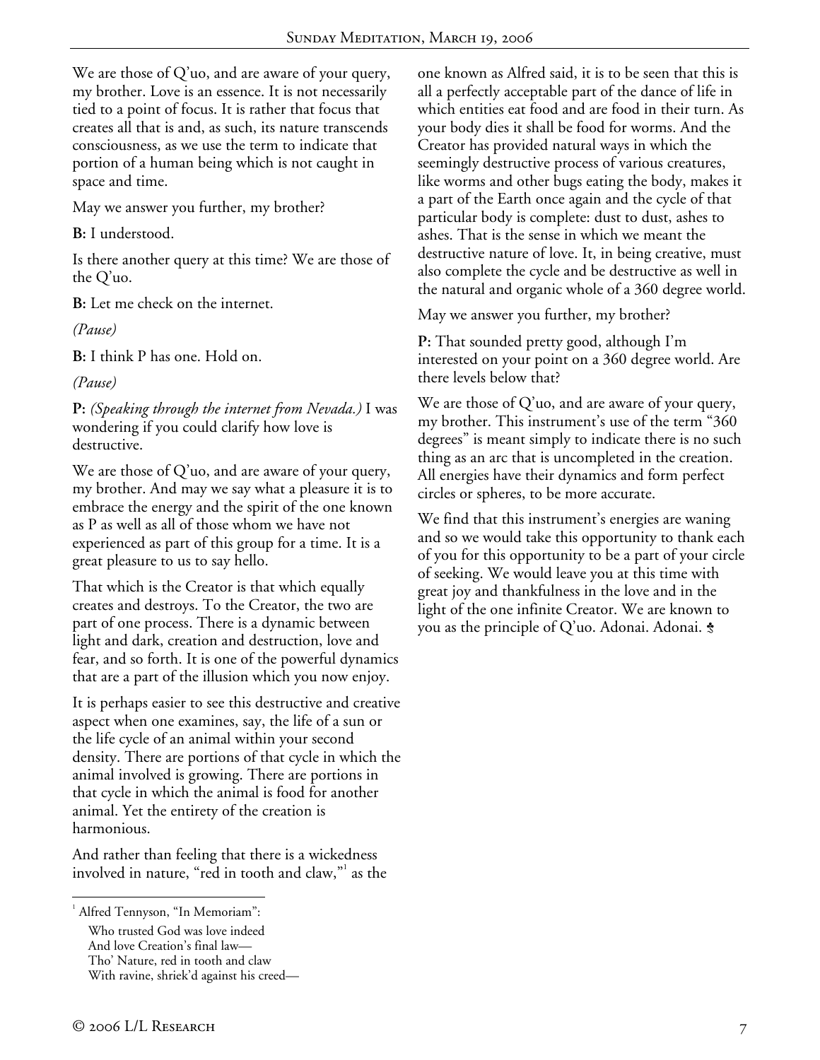We are those of Q'uo, and are aware of your query, my brother. Love is an essence. It is not necessarily tied to a point of focus. It is rather that focus that creates all that is and, as such, its nature transcends consciousness, as we use the term to indicate that portion of a human being which is not caught in space and time.

May we answer you further, my brother?

**B:** I understood.

Is there another query at this time? We are those of the Q'uo.

**B:** Let me check on the internet.

*(Pause)*

**B:** I think P has one. Hold on.

*(Pause)*

**P:** *(Speaking through the internet from Nevada.)* I was wondering if you could clarify how love is destructive.

We are those of Q'uo, and are aware of your query, my brother. And may we say what a pleasure it is to embrace the energy and the spirit of the one known as P as well as all of those whom we have not experienced as part of this group for a time. It is a great pleasure to us to say hello.

That which is the Creator is that which equally creates and destroys. To the Creator, the two are part of one process. There is a dynamic between light and dark, creation and destruction, love and fear, and so forth. It is one of the powerful dynamics that are a part of the illusion which you now enjoy.

It is perhaps easier to see this destructive and creative aspect when one examines, say, the life of a sun or the life cycle of an animal within your second density. There are portions of that cycle in which the animal involved is growing. There are portions in that cycle in which the animal is food for another animal. Yet the entirety of the creation is harmonious.

And rather than feeling that there is a wickedness involved in nature, "red in tooth and claw,"[1] as the one known as Alfred said, it is to be seen that this is all a perfectly acceptable part of the dance of life in which entities eat food and are food in their turn. As your body dies it shall be food for worms. And the Creator has provided natural ways in which the seemingly destructive process of various creatures, like worms and other bugs eating the body, makes it a part of the Earth once again and the cycle of that particular body is complete: dust to dust, ashes to ashes. That is the sense in which we meant the destructive nature of love. It, in being creative, must also complete the cycle and be destructive as well in the natural and organic whole of a 360 degree world.

May we answer you further, my brother?

**P:** That sounded pretty good, although I'm interested on your point on a 360 degree world. Are there levels below that?

We are those of Q'uo, and are aware of your query, my brother. This instrument's use of the term "360 degrees" is meant simply to indicate there is no such thing as an arc that is uncompleted in the creation. All energies have their dynamics and form perfect circles or spheres, to be more accurate.

We find that this instrument's energies are waning and so we would take this opportunity to thank each of you for this opportunity to be a part of your circle of seeking. We would leave you at this time with great joy and thankfulness in the love and in the light of the one infinite Creator. We are known to you as the principle of Q'uo. Adonai. Adonai.

---

[1] Alfred Tennyson, "In Memoriam":

Who trusted God was love indeed
And love Creation's final law—
Tho' Nature, red in tooth and claw
With ravine, shriek'd against his creed—